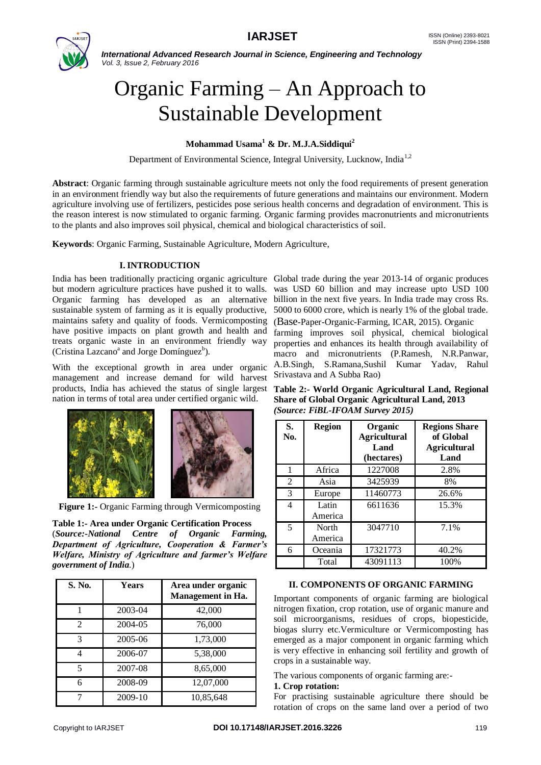# Organic Farming – An Approach to Sustainable Development

**Mohammad Usama[1] & Dr. M.J.A.Siddiqui[2]**

Department of Environmental Science, Integral University, Lucknow, India[1,2]

**Abstract**: Organic farming through sustainable agriculture meets not only the food requirements of present generation in an environment friendly way but also the requirements of future generations and maintains our environment. Modern agriculture involving use of fertilizers, pesticides pose serious health concerns and degradation of environment. This is the reason interest is now stimulated to organic farming. Organic farming provides macronutrients and micronutrients to the plants and also improves soil physical, chemical and biological characteristics of soil.

**Keywords**: Organic Farming, Sustainable Agriculture, Modern Agriculture,

## I. INTRODUCTION

India has been traditionally practicing organic agriculture but modern agriculture practices have pushed it to walls. Organic farming has developed as an alternative sustainable system of farming as it is equally productive, maintains safety and quality of foods. Vermicomposting have positive impacts on plant growth and health and treats organic waste in an environment friendly way (Cristina Lazcano[a] and Jorge Domínguez[b]).

With the exceptional growth in area under organic management and increase demand for wild harvest products, India has achieved the status of single largest nation in terms of total area under certified organic wild.

**Figure 1:-** Organic Farming through Vermicomposting

**Table 1:- Area under Organic Certification Process** (***Source:-National Centre of Organic Farming, Department of Agriculture, Cooperation & Farmer's Welfare, Ministry of Agriculture and farmer's Welfare government of India***.)

| S. No. | Years | Area under organic Management in Ha. |
|---|---|---|
| 1 | 2003-04 | 42,000 |
| 2 | 2004-05 | 76,000 |
| 3 | 2005-06 | 1,73,000 |
| 4 | 2006-07 | 5,38,000 |
| 5 | 2007-08 | 8,65,000 |
| 6 | 2008-09 | 12,07,000 |
| 7 | 2009-10 | 10,85,648 |

Global trade during the year 2013-14 of organic produces was USD 60 billion and may increase upto USD 100 billion in the next five years. In India trade may cross Rs. 5000 to 6000 crore, which is nearly 1% of the global trade. (Base-Paper-Organic-Farming, ICAR, 2015). Organic farming improves soil physical, chemical biological properties and enhances its health through availability of macro and micronutrients (P.Ramesh, N.R.Panwar, A.B.Singh, S.Ramana,Sushil Kumar Yadav, Rahul Srivastava and A Subba Rao)

**Table 2:- World Organic Agricultural Land, Regional Share of Global Organic Agricultural Land, 2013** ***(Source: FiBL-IFOAM Survey 2015)***

| S. No. | Region | Organic Agricultural Land (hectares) | Regions Share of Global Agricultural Land |
|---|---|---|---|
| 1 | Africa | 1227008 | 2.8% |
| 2 | Asia | 3425939 | 8% |
| 3 | Europe | 11460773 | 26.6% |
| 4 | Latin America | 6611636 | 15.3% |
| 5 | North America | 3047710 | 7.1% |
| 6 | Oceania | 17321773 | 40.2% |
| | Total | 43091113 | 100% |

## II. COMPONENTS OF ORGANIC FARMING

Important components of organic farming are biological nitrogen fixation, crop rotation, use of organic manure and soil microorganisms, residues of crops, biopesticide, biogas slurry etc.Vermiculture or Vermicomposting has emerged as a major component in organic farming which is very effective in enhancing soil fertility and growth of crops in a sustainable way.

The various components of organic farming are:-

**1. Crop rotation:**

For practising sustainable agriculture there should be rotation of crops on the same land over a period of two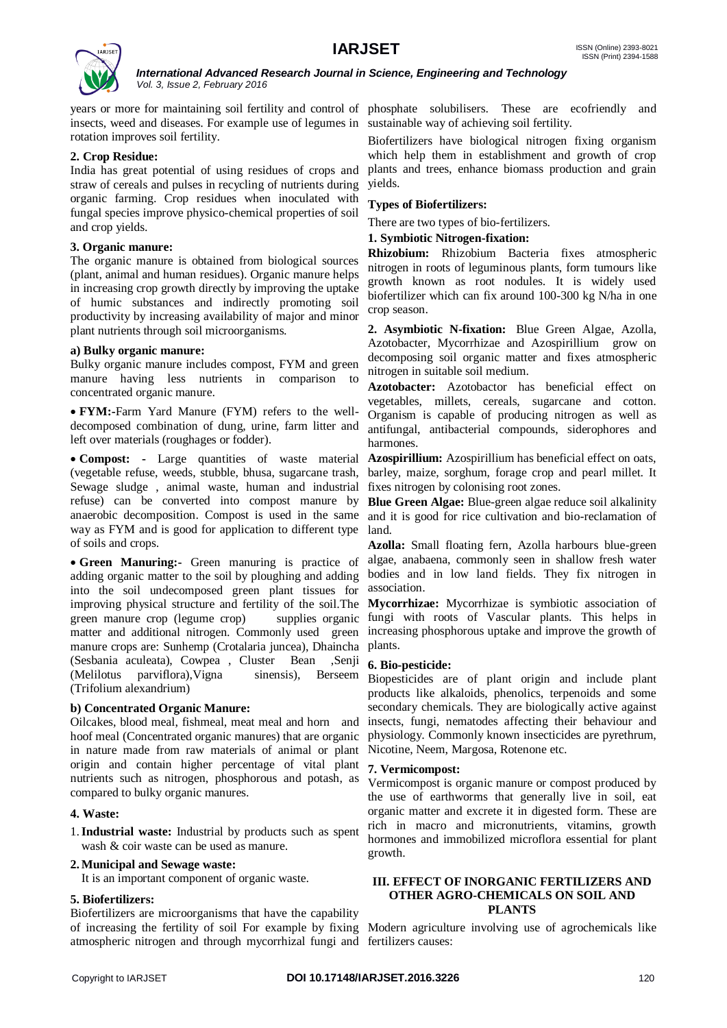years or more for maintaining soil fertility and control of insects, weed and diseases. For example use of legumes in rotation improves soil fertility.

### 2. Crop Residue:

India has great potential of using residues of crops and straw of cereals and pulses in recycling of nutrients during organic farming. Crop residues when inoculated with fungal species improve physico-chemical properties of soil and crop yields.

### 3. Organic manure:

The organic manure is obtained from biological sources (plant, animal and human residues). Organic manure helps in increasing crop growth directly by improving the uptake of humic substances and indirectly promoting soil productivity by increasing availability of major and minor plant nutrients through soil microorganisms.

#### a) Bulky organic manure:

Bulky organic manure includes compost, FYM and green manure having less nutrients in comparison to concentrated organic manure.

- **FYM:**-Farm Yard Manure (FYM) refers to the well-decomposed combination of dung, urine, farm litter and left over materials (roughages or fodder).
- **Compost:** - Large quantities of waste material (vegetable refuse, weeds, stubble, bhusa, sugarcane trash, Sewage sludge , animal waste, human and industrial refuse) can be converted into compost manure by anaerobic decomposition. Compost is used in the same way as FYM and is good for application to different type of soils and crops.
- **Green Manuring:**- Green manuring is practice of adding organic matter to the soil by ploughing and adding into the soil undecomposed green plant tissues for improving physical structure and fertility of the soil.The green manure crop (legume crop) supplies organic matter and additional nitrogen. Commonly used green manure crops are: Sunhemp (Crotalaria juncea), Dhaincha (Sesbania aculeata), Cowpea , Cluster Bean ,Senji (Melilotus parviflora),Vigna sinensis), Berseem (Trifolium alexandrium)

#### b) Concentrated Organic Manure:

Oilcakes, blood meal, fishmeal, meat meal and horn and hoof meal (Concentrated organic manures) that are organic in nature made from raw materials of animal or plant origin and contain higher percentage of vital plant nutrients such as nitrogen, phosphorous and potash, as compared to bulky organic manures.

### 4. Waste:

1. **Industrial waste:** Industrial by products such as spent wash & coir waste can be used as manure.
2. **Municipal and Sewage waste:**
   It is an important component of organic waste.

### 5. Biofertilizers:

Biofertilizers are microorganisms that have the capability of increasing the fertility of soil For example by fixing atmospheric nitrogen and through mycorrhizal fungi and phosphate solubilisers. These are ecofriendly and sustainable way of achieving soil fertility.

Biofertilizers have biological nitrogen fixing organism which help them in establishment and growth of crop plants and trees, enhance biomass production and grain yields.

#### Types of Biofertilizers:

There are two types of bio-fertilizers.

**1. Symbiotic Nitrogen-fixation:**

**Rhizobium:** Rhizobium Bacteria fixes atmospheric nitrogen in roots of leguminous plants, form tumours like growth known as root nodules. It is widely used biofertilizer which can fix around 100-300 kg N/ha in one crop season.

**2. Asymbiotic N-fixation:** Blue Green Algae, Azolla, Azotobacter, Mycorrhizae and Azospirillium grow on decomposing soil organic matter and fixes atmospheric nitrogen in suitable soil medium.

**Azotobacter:** Azotobactor has beneficial effect on vegetables, millets, cereals, sugarcane and cotton. Organism is capable of producing nitrogen as well as antifungal, antibacterial compounds, siderophores and harmones.

**Azospirillium:** Azospirillium has beneficial effect on oats, barley, maize, sorghum, forage crop and pearl millet. It fixes nitrogen by colonising root zones.

**Blue Green Algae:** Blue-green algae reduce soil alkalinity and it is good for rice cultivation and bio-reclamation of land.

**Azolla:** Small floating fern, Azolla harbours blue-green algae, anabaena, commonly seen in shallow fresh water bodies and in low land fields. They fix nitrogen in association.

**Mycorrhizae:** Mycorrhizae is symbiotic association of fungi with roots of Vascular plants. This helps in increasing phosphorous uptake and improve the growth of plants.

### 6. Bio-pesticide:

Biopesticides are of plant origin and include plant products like alkaloids, phenolics, terpenoids and some secondary chemicals. They are biologically active against insects, fungi, nematodes affecting their behaviour and physiology. Commonly known insecticides are pyrethrum, Nicotine, Neem, Margosa, Rotenone etc.

### 7. Vermicompost:

Vermicompost is organic manure or compost produced by the use of earthworms that generally live in soil, eat organic matter and excrete it in digested form. These are rich in macro and micronutrients, vitamins, growth hormones and immobilized microflora essential for plant growth.

## III. EFFECT OF INORGANIC FERTILIZERS AND OTHER AGRO-CHEMICALS ON SOIL AND PLANTS

Modern agriculture involving use of agrochemicals like fertilizers causes: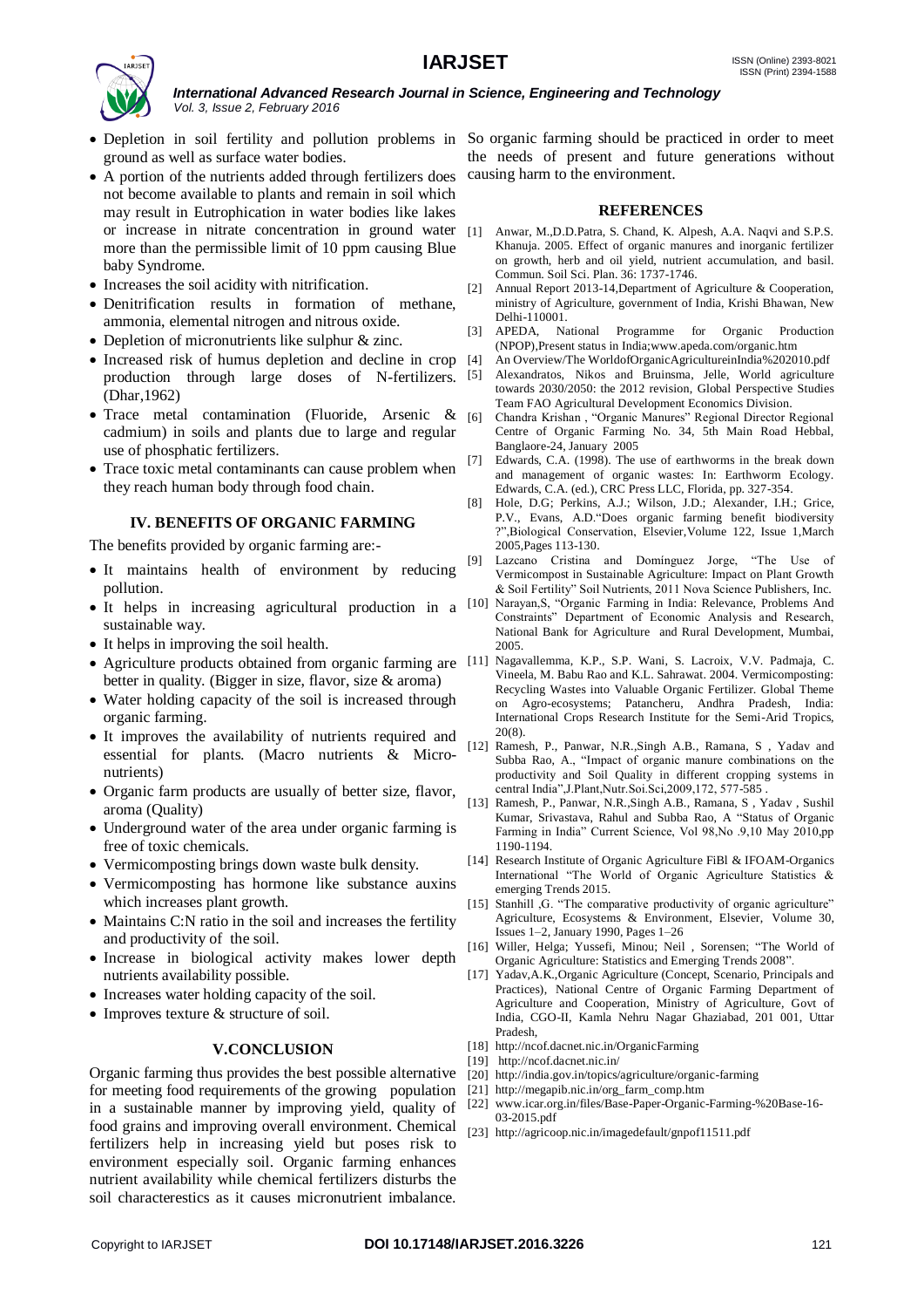- Depletion in soil fertility and pollution problems in ground as well as surface water bodies.
- A portion of the nutrients added through fertilizers does not become available to plants and remain in soil which may result in Eutrophication in water bodies like lakes or increase in nitrate concentration in ground water more than the permissible limit of 10 ppm causing Blue baby Syndrome.
- Increases the soil acidity with nitrification.
- Denitrification results in formation of methane, ammonia, elemental nitrogen and nitrous oxide.
- Depletion of micronutrients like sulphur & zinc.
- Increased risk of humus depletion and decline in crop production through large doses of N-fertilizers. (Dhar,1962)
- Trace metal contamination (Fluoride, Arsenic & cadmium) in soils and plants due to large and regular use of phosphatic fertilizers.
- Trace toxic metal contaminants can cause problem when they reach human body through food chain.

## IV. BENEFITS OF ORGANIC FARMING

The benefits provided by organic farming are:-

- It maintains health of environment by reducing pollution.
- It helps in increasing agricultural production in a sustainable way.
- It helps in improving the soil health.
- Agriculture products obtained from organic farming are better in quality. (Bigger in size, flavor, size & aroma)
- Water holding capacity of the soil is increased through organic farming.
- It improves the availability of nutrients required and essential for plants. (Macro nutrients & Micro-nutrients)
- Organic farm products are usually of better size, flavor, aroma (Quality)
- Underground water of the area under organic farming is free of toxic chemicals.
- Vermicomposting brings down waste bulk density.
- Vermicomposting has hormone like substance auxins which increases plant growth.
- Maintains C:N ratio in the soil and increases the fertility and productivity of the soil.
- Increase in biological activity makes lower depth nutrients availability possible.
- Increases water holding capacity of the soil.
- Improves texture & structure of soil.

## V.CONCLUSION

Organic farming thus provides the best possible alternative for meeting food requirements of the growing population in a sustainable manner by improving yield, quality of food grains and improving overall environment. Chemical fertilizers help in increasing yield but poses risk to environment especially soil. Organic farming enhances nutrient availability while chemical fertilizers disturbs the soil characterestics as it causes micronutrient imbalance. So organic farming should be practiced in order to meet the needs of present and future generations without causing harm to the environment.

## REFERENCES

[1] Anwar, M.,D.D.Patra, S. Chand, K. Alpesh, A.A. Naqvi and S.P.S. Khanuja. 2005. Effect of organic manures and inorganic fertilizer on growth, herb and oil yield, nutrient accumulation, and basil. Commun. Soil Sci. Plan. 36: 1737-1746.

[2] Annual Report 2013-14,Department of Agriculture & Cooperation, ministry of Agriculture, government of India, Krishi Bhawan, New Delhi-110001.

[3] APEDA, National Programme for Organic Production (NPOP),Present status in India;www.apeda.com/organic.htm

[4] An Overview/The WorldofOrganicAgricultureinIndia%202010.pdf

[5] Alexandratos, Nikos and Bruinsma, Jelle, World agriculture towards 2030/2050: the 2012 revision, Global Perspective Studies Team FAO Agricultural Development Economics Division.

[6] Chandra Krishan , "Organic Manures" Regional Director Regional Centre of Organic Farming No. 34, 5th Main Road Hebbal, Banglaore-24, January 2005

[7] Edwards, C.A. (1998). The use of earthworms in the break down and management of organic wastes: In: Earthworm Ecology. Edwards, C.A. (ed.), CRC Press LLC, Florida, pp. 327-354.

[8] Hole, D.G; Perkins, A.J.; Wilson, J.D.; Alexander, I.H.; Grice, P.V., Evans, A.D."Does organic farming benefit biodiversity ?",Biological Conservation, Elsevier,Volume 122, Issue 1,March 2005,Pages 113-130.

[9] Lazcano Cristina and Domínguez Jorge, "The Use of Vermicompost in Sustainable Agriculture: Impact on Plant Growth & Soil Fertility" Soil Nutrients, 2011 Nova Science Publishers, Inc.

[10] Narayan,S, "Organic Farming in India: Relevance, Problems And Constraints" Department of Economic Analysis and Research, National Bank for Agriculture and Rural Development, Mumbai, 2005.

[11] Nagavallemma, K.P., S.P. Wani, S. Lacroix, V.V. Padmaja, C. Vineela, M. Babu Rao and K.L. Sahrawat. 2004. Vermicomposting: Recycling Wastes into Valuable Organic Fertilizer. Global Theme on Agro-ecosystems; Patancheru, Andhra Pradesh, India: International Crops Research Institute for the Semi-Arid Tropics, 20(8).

[12] Ramesh, P., Panwar, N.R.,Singh A.B., Ramana, S , Yadav and Subba Rao, A., "Impact of organic manure combinations on the productivity and Soil Quality in different cropping systems in central India",J.Plant,Nutr.Soi.Sci,2009,172, 577-585 .

[13] Ramesh, P., Panwar, N.R.,Singh A.B., Ramana, S , Yadav , Sushil Kumar, Srivastava, Rahul and Subba Rao, A "Status of Organic Farming in India" Current Science, Vol 98,No .9,10 May 2010,pp 1190-1194.

[14] Research Institute of Organic Agriculture FiBl & IFOAM-Organics International "The World of Organic Agriculture Statistics & emerging Trends 2015.

[15] Stanhill ,G. "The comparative productivity of organic agriculture" Agriculture, Ecosystems & Environment, Elsevier, Volume 30, Issues 1–2, January 1990, Pages 1–26

[16] Willer, Helga; Yussefi, Minou; Neil , Sorensen; "The World of Organic Agriculture: Statistics and Emerging Trends 2008".

[17] Yadav,A.K.,Organic Agriculture (Concept, Scenario, Principals and Practices), National Centre of Organic Farming Department of Agriculture and Cooperation, Ministry of Agriculture, Govt of India, CGO-II, Kamla Nehru Nagar Ghaziabad, 201 001, Uttar Pradesh,

[18] http://ncof.dacnet.nic.in/OrganicFarming

[19] http://ncof.dacnet.nic.in/

[20] http://india.gov.in/topics/agriculture/organic-farming

[21] http://megapib.nic.in/org_farm_comp.htm

[22] www.icar.org.in/files/Base-Paper-Organic-Farming-%20Base-16-03-2015.pdf

[23] http://agricoop.nic.in/imagedefault/gnpof11511.pdf